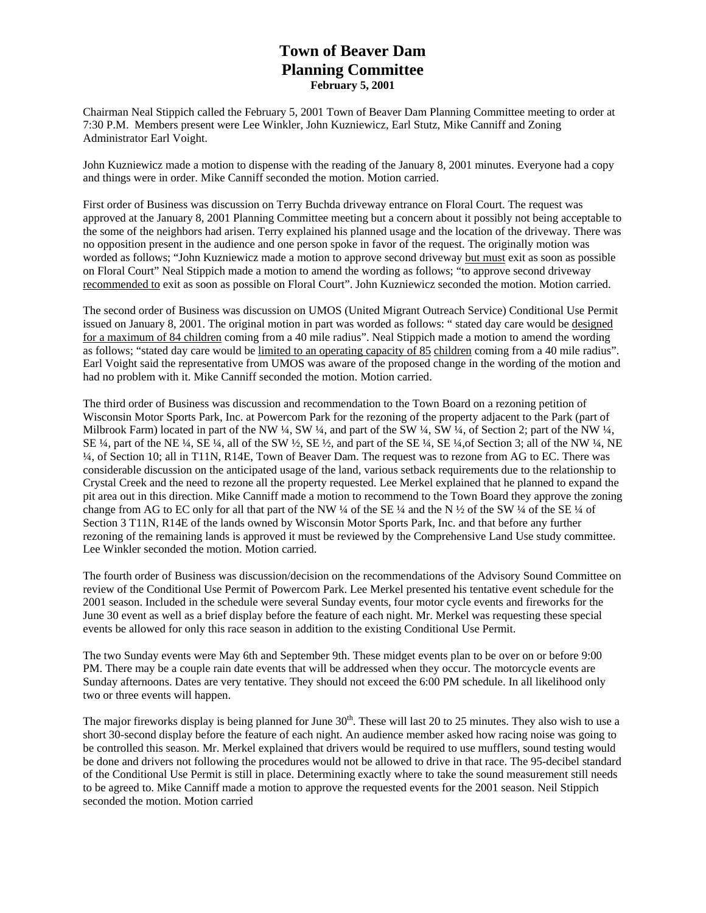# Town of Beaver Dam
# Planning Committee
**February 5, 2001**

Chairman Neal Stippich called the February 5, 2001 Town of Beaver Dam Planning Committee meeting to order at 7:30 P.M. Members present were Lee Winkler, John Kuzniewicz, Earl Stutz, Mike Canniff and Zoning Administrator Earl Voight.

John Kuzniewicz made a motion to dispense with the reading of the January 8, 2001 minutes. Everyone had a copy and things were in order. Mike Canniff seconded the motion. Motion carried.

First order of Business was discussion on Terry Buchda driveway entrance on Floral Court. The request was approved at the January 8, 2001 Planning Committee meeting but a concern about it possibly not being acceptable to the some of the neighbors had arisen. Terry explained his planned usage and the location of the driveway. There was no opposition present in the audience and one person spoke in favor of the request. The originally motion was worded as follows; "John Kuzniewicz made a motion to approve second driveway <u>but must</u> exit as soon as possible on Floral Court" Neal Stippich made a motion to amend the wording as follows; "to approve second driveway <u>recommended to</u> exit as soon as possible on Floral Court". John Kuzniewicz seconded the motion. Motion carried.

The second order of Business was discussion on UMOS (United Migrant Outreach Service) Conditional Use Permit issued on January 8, 2001. The original motion in part was worded as follows: " stated day care would be <u>designed for a maximum of 84 children</u> coming from a 40 mile radius". Neal Stippich made a motion to amend the wording as follows; "stated day care would be <u>limited to an operating capacity of 85</u> <u>children</u> coming from a 40 mile radius". Earl Voight said the representative from UMOS was aware of the proposed change in the wording of the motion and had no problem with it. Mike Canniff seconded the motion. Motion carried.

The third order of Business was discussion and recommendation to the Town Board on a rezoning petition of Wisconsin Motor Sports Park, Inc. at Powercom Park for the rezoning of the property adjacent to the Park (part of Milbrook Farm) located in part of the NW ¼, SW ¼, and part of the SW ¼, SW ¼, of Section 2; part of the NW ¼, SE ¼, part of the NE ¼, SE ¼, all of the SW ½, SE ½, and part of the SE ¼, SE ¼,of Section 3; all of the NW ¼, NE ¼, of Section 10; all in T11N, R14E, Town of Beaver Dam. The request was to rezone from AG to EC. There was considerable discussion on the anticipated usage of the land, various setback requirements due to the relationship to Crystal Creek and the need to rezone all the property requested. Lee Merkel explained that he planned to expand the pit area out in this direction. Mike Canniff made a motion to recommend to the Town Board they approve the zoning change from AG to EC only for all that part of the NW ¼ of the SE ¼ and the N ½ of the SW ¼ of the SE ¼ of Section 3 T11N, R14E of the lands owned by Wisconsin Motor Sports Park, Inc. and that before any further rezoning of the remaining lands is approved it must be reviewed by the Comprehensive Land Use study committee. Lee Winkler seconded the motion. Motion carried.

The fourth order of Business was discussion/decision on the recommendations of the Advisory Sound Committee on review of the Conditional Use Permit of Powercom Park. Lee Merkel presented his tentative event schedule for the 2001 season. Included in the schedule were several Sunday events, four motor cycle events and fireworks for the June 30 event as well as a brief display before the feature of each night. Mr. Merkel was requesting these special events be allowed for only this race season in addition to the existing Conditional Use Permit.

The two Sunday events were May 6th and September 9th. These midget events plan to be over on or before 9:00 PM. There may be a couple rain date events that will be addressed when they occur. The motorcycle events are Sunday afternoons. Dates are very tentative. They should not exceed the 6:00 PM schedule. In all likelihood only two or three events will happen.

The major fireworks display is being planned for June 30th. These will last 20 to 25 minutes. They also wish to use a short 30-second display before the feature of each night. An audience member asked how racing noise was going to be controlled this season. Mr. Merkel explained that drivers would be required to use mufflers, sound testing would be done and drivers not following the procedures would not be allowed to drive in that race. The 95-decibel standard of the Conditional Use Permit is still in place. Determining exactly where to take the sound measurement still needs to be agreed to. Mike Canniff made a motion to approve the requested events for the 2001 season. Neil Stippich seconded the motion. Motion carried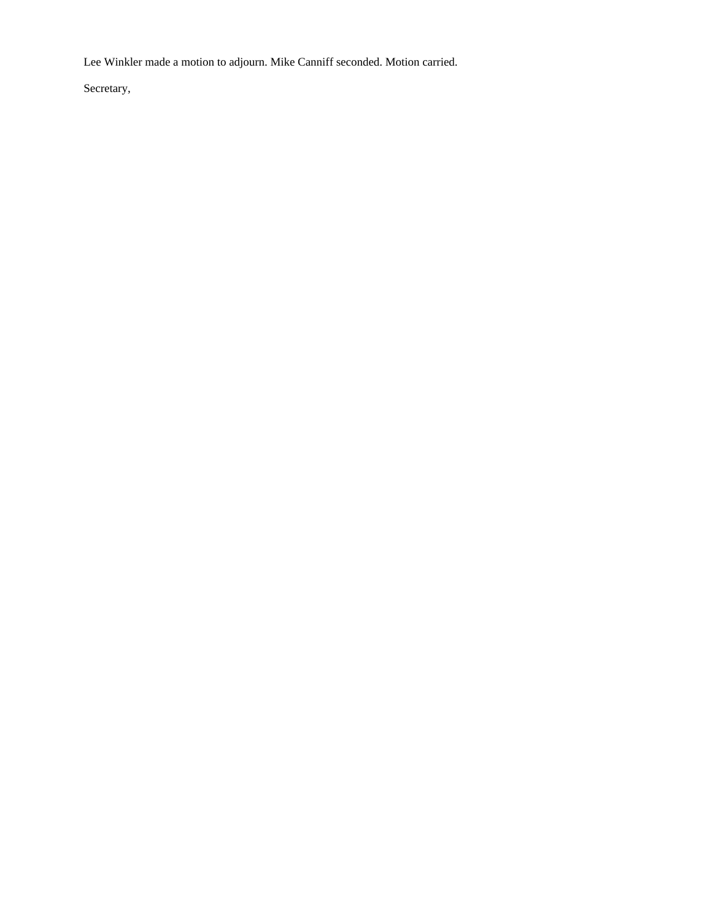Lee Winkler made a motion to adjourn. Mike Canniff seconded. Motion carried.

Secretary,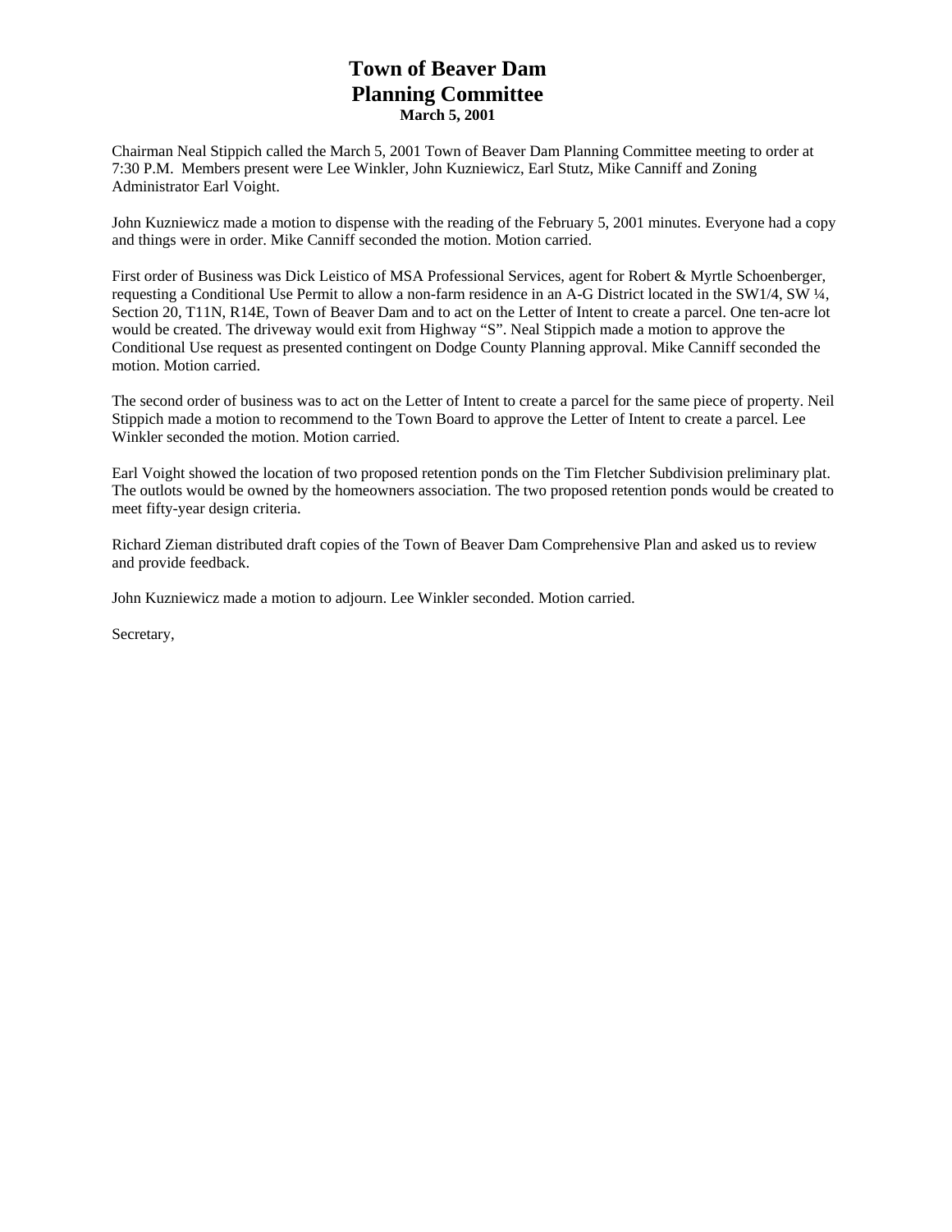# Town of Beaver Dam
# Planning Committee
**March 5, 2001**

Chairman Neal Stippich called the March 5, 2001 Town of Beaver Dam Planning Committee meeting to order at 7:30 P.M. Members present were Lee Winkler, John Kuzniewicz, Earl Stutz, Mike Canniff and Zoning Administrator Earl Voight.

John Kuzniewicz made a motion to dispense with the reading of the February 5, 2001 minutes. Everyone had a copy and things were in order. Mike Canniff seconded the motion. Motion carried.

First order of Business was Dick Leistico of MSA Professional Services, agent for Robert & Myrtle Schoenberger, requesting a Conditional Use Permit to allow a non-farm residence in an A-G District located in the SW1/4, SW ¼, Section 20, T11N, R14E, Town of Beaver Dam and to act on the Letter of Intent to create a parcel. One ten-acre lot would be created. The driveway would exit from Highway "S". Neal Stippich made a motion to approve the Conditional Use request as presented contingent on Dodge County Planning approval. Mike Canniff seconded the motion. Motion carried.

The second order of business was to act on the Letter of Intent to create a parcel for the same piece of property. Neil Stippich made a motion to recommend to the Town Board to approve the Letter of Intent to create a parcel. Lee Winkler seconded the motion. Motion carried.

Earl Voight showed the location of two proposed retention ponds on the Tim Fletcher Subdivision preliminary plat. The outlots would be owned by the homeowners association. The two proposed retention ponds would be created to meet fifty-year design criteria.

Richard Zieman distributed draft copies of the Town of Beaver Dam Comprehensive Plan and asked us to review and provide feedback.

John Kuzniewicz made a motion to adjourn. Lee Winkler seconded. Motion carried.

Secretary,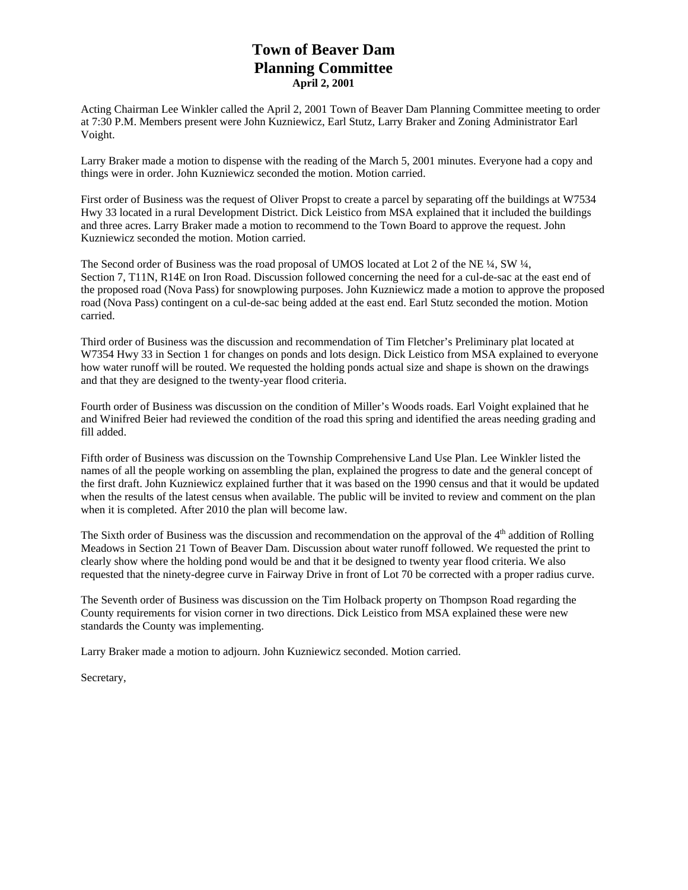# Town of Beaver Dam
# Planning Committee
**April 2, 2001**

Acting Chairman Lee Winkler called the April 2, 2001 Town of Beaver Dam Planning Committee meeting to order at 7:30 P.M. Members present were John Kuzniewicz, Earl Stutz, Larry Braker and Zoning Administrator Earl Voight.

Larry Braker made a motion to dispense with the reading of the March 5, 2001 minutes. Everyone had a copy and things were in order. John Kuzniewicz seconded the motion. Motion carried.

First order of Business was the request of Oliver Propst to create a parcel by separating off the buildings at W7534 Hwy 33 located in a rural Development District. Dick Leistico from MSA explained that it included the buildings and three acres. Larry Braker made a motion to recommend to the Town Board to approve the request. John Kuzniewicz seconded the motion. Motion carried.

The Second order of Business was the road proposal of UMOS located at Lot 2 of the NE ¼, SW ¼, Section 7, T11N, R14E on Iron Road. Discussion followed concerning the need for a cul-de-sac at the east end of the proposed road (Nova Pass) for snowplowing purposes. John Kuzniewicz made a motion to approve the proposed road (Nova Pass) contingent on a cul-de-sac being added at the east end. Earl Stutz seconded the motion. Motion carried.

Third order of Business was the discussion and recommendation of Tim Fletcher's Preliminary plat located at W7354 Hwy 33 in Section 1 for changes on ponds and lots design. Dick Leistico from MSA explained to everyone how water runoff will be routed. We requested the holding ponds actual size and shape is shown on the drawings and that they are designed to the twenty-year flood criteria.

Fourth order of Business was discussion on the condition of Miller's Woods roads. Earl Voight explained that he and Winifred Beier had reviewed the condition of the road this spring and identified the areas needing grading and fill added.

Fifth order of Business was discussion on the Township Comprehensive Land Use Plan. Lee Winkler listed the names of all the people working on assembling the plan, explained the progress to date and the general concept of the first draft. John Kuzniewicz explained further that it was based on the 1990 census and that it would be updated when the results of the latest census when available. The public will be invited to review and comment on the plan when it is completed. After 2010 the plan will become law.

The Sixth order of Business was the discussion and recommendation on the approval of the 4th addition of Rolling Meadows in Section 21 Town of Beaver Dam. Discussion about water runoff followed. We requested the print to clearly show where the holding pond would be and that it be designed to twenty year flood criteria. We also requested that the ninety-degree curve in Fairway Drive in front of Lot 70 be corrected with a proper radius curve.

The Seventh order of Business was discussion on the Tim Holback property on Thompson Road regarding the County requirements for vision corner in two directions. Dick Leistico from MSA explained these were new standards the County was implementing.

Larry Braker made a motion to adjourn. John Kuzniewicz seconded. Motion carried.

Secretary,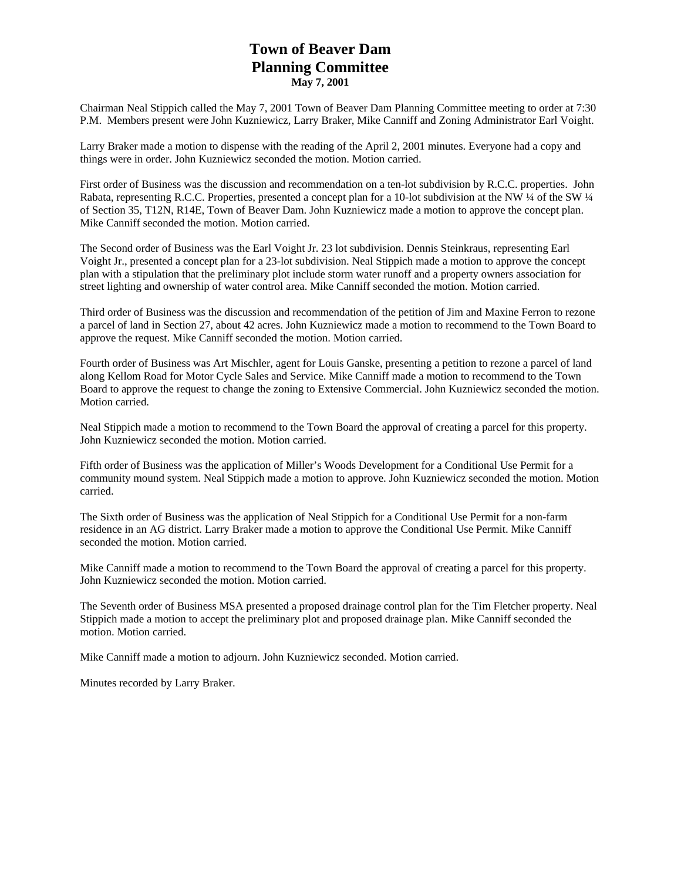# Town of Beaver Dam
# Planning Committee
**May 7, 2001**

Chairman Neal Stippich called the May 7, 2001 Town of Beaver Dam Planning Committee meeting to order at 7:30 P.M. Members present were John Kuzniewicz, Larry Braker, Mike Canniff and Zoning Administrator Earl Voight.

Larry Braker made a motion to dispense with the reading of the April 2, 2001 minutes. Everyone had a copy and things were in order. John Kuzniewicz seconded the motion. Motion carried.

First order of Business was the discussion and recommendation on a ten-lot subdivision by R.C.C. properties. John Rabata, representing R.C.C. Properties, presented a concept plan for a 10-lot subdivision at the NW ¼ of the SW ¼ of Section 35, T12N, R14E, Town of Beaver Dam. John Kuzniewicz made a motion to approve the concept plan. Mike Canniff seconded the motion. Motion carried.

The Second order of Business was the Earl Voight Jr. 23 lot subdivision. Dennis Steinkraus, representing Earl Voight Jr., presented a concept plan for a 23-lot subdivision. Neal Stippich made a motion to approve the concept plan with a stipulation that the preliminary plot include storm water runoff and a property owners association for street lighting and ownership of water control area. Mike Canniff seconded the motion. Motion carried.

Third order of Business was the discussion and recommendation of the petition of Jim and Maxine Ferron to rezone a parcel of land in Section 27, about 42 acres. John Kuzniewicz made a motion to recommend to the Town Board to approve the request. Mike Canniff seconded the motion. Motion carried.

Fourth order of Business was Art Mischler, agent for Louis Ganske, presenting a petition to rezone a parcel of land along Kellom Road for Motor Cycle Sales and Service. Mike Canniff made a motion to recommend to the Town Board to approve the request to change the zoning to Extensive Commercial. John Kuzniewicz seconded the motion. Motion carried.

Neal Stippich made a motion to recommend to the Town Board the approval of creating a parcel for this property. John Kuzniewicz seconded the motion. Motion carried.

Fifth order of Business was the application of Miller's Woods Development for a Conditional Use Permit for a community mound system. Neal Stippich made a motion to approve. John Kuzniewicz seconded the motion. Motion carried.

The Sixth order of Business was the application of Neal Stippich for a Conditional Use Permit for a non-farm residence in an AG district. Larry Braker made a motion to approve the Conditional Use Permit. Mike Canniff seconded the motion. Motion carried.

Mike Canniff made a motion to recommend to the Town Board the approval of creating a parcel for this property. John Kuzniewicz seconded the motion. Motion carried.

The Seventh order of Business MSA presented a proposed drainage control plan for the Tim Fletcher property. Neal Stippich made a motion to accept the preliminary plot and proposed drainage plan. Mike Canniff seconded the motion. Motion carried.

Mike Canniff made a motion to adjourn. John Kuzniewicz seconded. Motion carried.

Minutes recorded by Larry Braker.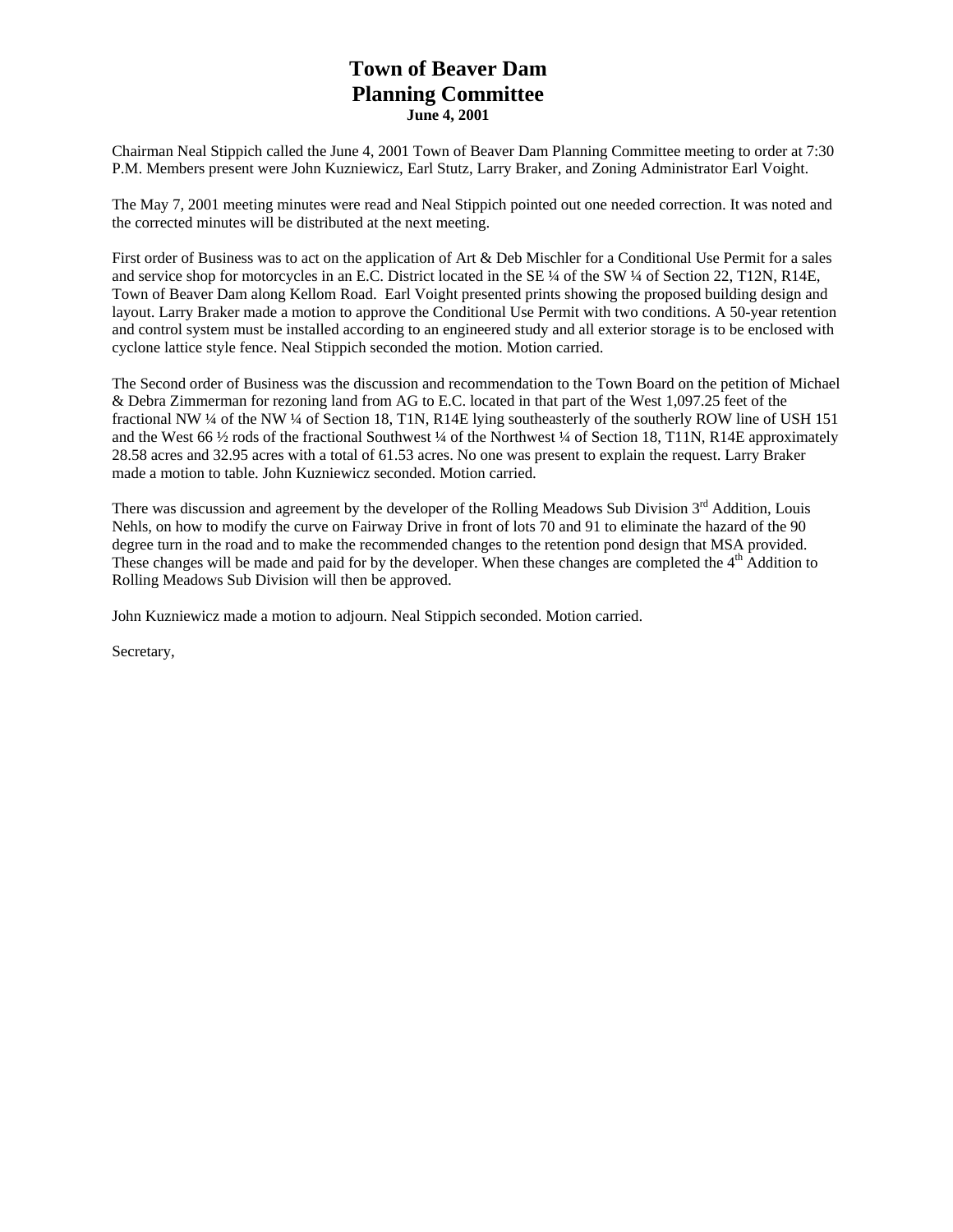# Town of Beaver Dam
# Planning Committee
**June 4, 2001**

Chairman Neal Stippich called the June 4, 2001 Town of Beaver Dam Planning Committee meeting to order at 7:30 P.M. Members present were John Kuzniewicz, Earl Stutz, Larry Braker, and Zoning Administrator Earl Voight.

The May 7, 2001 meeting minutes were read and Neal Stippich pointed out one needed correction. It was noted and the corrected minutes will be distributed at the next meeting.

First order of Business was to act on the application of Art & Deb Mischler for a Conditional Use Permit for a sales and service shop for motorcycles in an E.C. District located in the SE ¼ of the SW ¼ of Section 22, T12N, R14E, Town of Beaver Dam along Kellom Road. Earl Voight presented prints showing the proposed building design and layout. Larry Braker made a motion to approve the Conditional Use Permit with two conditions. A 50-year retention and control system must be installed according to an engineered study and all exterior storage is to be enclosed with cyclone lattice style fence. Neal Stippich seconded the motion. Motion carried.

The Second order of Business was the discussion and recommendation to the Town Board on the petition of Michael & Debra Zimmerman for rezoning land from AG to E.C. located in that part of the West 1,097.25 feet of the fractional NW ¼ of the NW ¼ of Section 18, T1N, R14E lying southeasterly of the southerly ROW line of USH 151 and the West 66 ½ rods of the fractional Southwest ¼ of the Northwest ¼ of Section 18, T11N, R14E approximately 28.58 acres and 32.95 acres with a total of 61.53 acres. No one was present to explain the request. Larry Braker made a motion to table. John Kuzniewicz seconded. Motion carried.

There was discussion and agreement by the developer of the Rolling Meadows Sub Division 3rd Addition, Louis Nehls, on how to modify the curve on Fairway Drive in front of lots 70 and 91 to eliminate the hazard of the 90 degree turn in the road and to make the recommended changes to the retention pond design that MSA provided. These changes will be made and paid for by the developer. When these changes are completed the 4th Addition to Rolling Meadows Sub Division will then be approved.

John Kuzniewicz made a motion to adjourn. Neal Stippich seconded. Motion carried.

Secretary,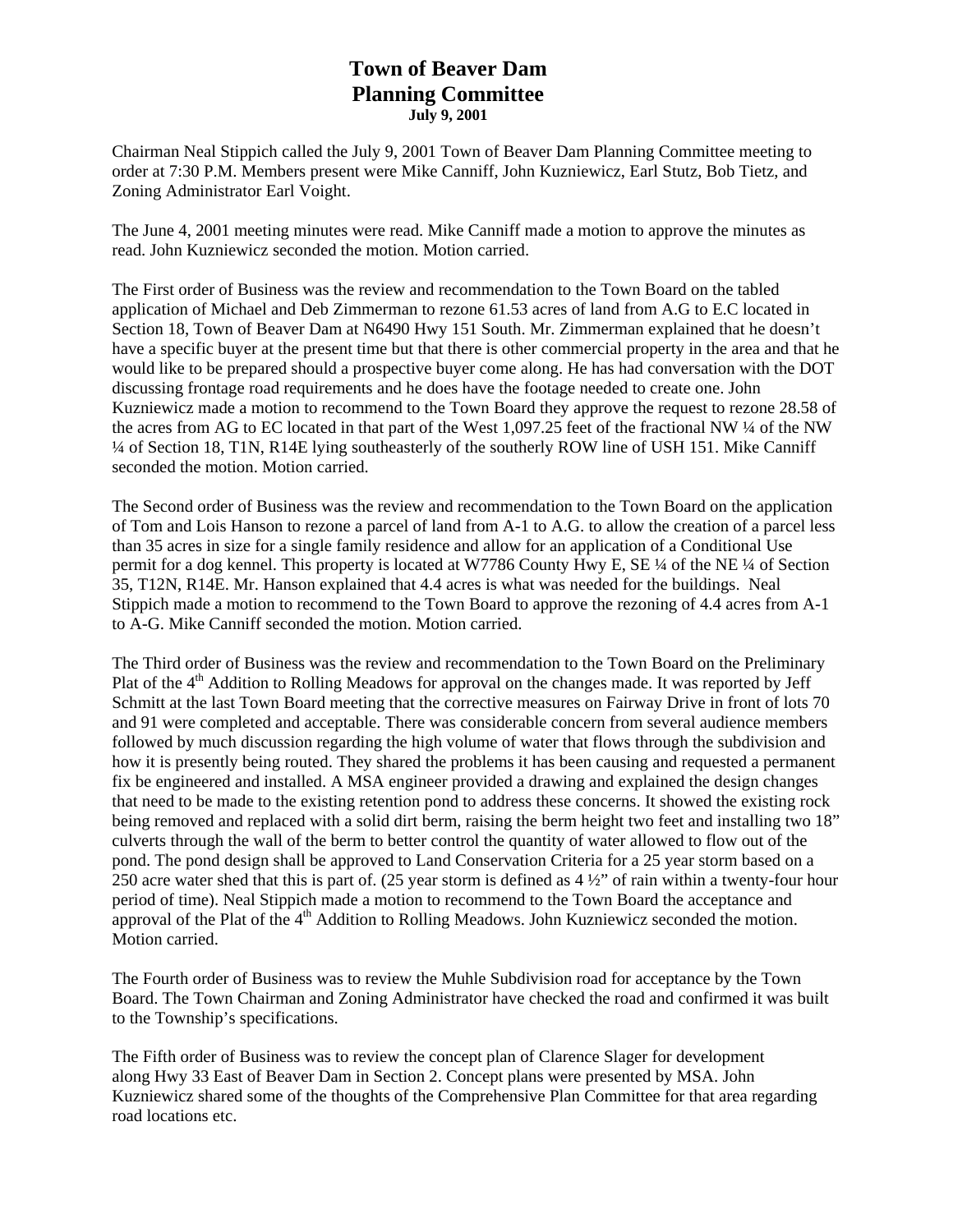# Town of Beaver Dam
# Planning Committee
**July 9, 2001**

Chairman Neal Stippich called the July 9, 2001 Town of Beaver Dam Planning Committee meeting to order at 7:30 P.M. Members present were Mike Canniff, John Kuzniewicz, Earl Stutz, Bob Tietz, and Zoning Administrator Earl Voight.

The June 4, 2001 meeting minutes were read. Mike Canniff made a motion to approve the minutes as read. John Kuzniewicz seconded the motion. Motion carried.

The First order of Business was the review and recommendation to the Town Board on the tabled application of Michael and Deb Zimmerman to rezone 61.53 acres of land from A.G to E.C located in Section 18, Town of Beaver Dam at N6490 Hwy 151 South. Mr. Zimmerman explained that he doesn't have a specific buyer at the present time but that there is other commercial property in the area and that he would like to be prepared should a prospective buyer come along. He has had conversation with the DOT discussing frontage road requirements and he does have the footage needed to create one. John Kuzniewicz made a motion to recommend to the Town Board they approve the request to rezone 28.58 of the acres from AG to EC located in that part of the West 1,097.25 feet of the fractional NW ¼ of the NW ¼ of Section 18, T1N, R14E lying southeasterly of the southerly ROW line of USH 151. Mike Canniff seconded the motion. Motion carried.

The Second order of Business was the review and recommendation to the Town Board on the application of Tom and Lois Hanson to rezone a parcel of land from A-1 to A.G. to allow the creation of a parcel less than 35 acres in size for a single family residence and allow for an application of a Conditional Use permit for a dog kennel. This property is located at W7786 County Hwy E, SE ¼ of the NE ¼ of Section 35, T12N, R14E. Mr. Hanson explained that 4.4 acres is what was needed for the buildings. Neal Stippich made a motion to recommend to the Town Board to approve the rezoning of 4.4 acres from A-1 to A-G. Mike Canniff seconded the motion. Motion carried.

The Third order of Business was the review and recommendation to the Town Board on the Preliminary Plat of the 4th Addition to Rolling Meadows for approval on the changes made. It was reported by Jeff Schmitt at the last Town Board meeting that the corrective measures on Fairway Drive in front of lots 70 and 91 were completed and acceptable. There was considerable concern from several audience members followed by much discussion regarding the high volume of water that flows through the subdivision and how it is presently being routed. They shared the problems it has been causing and requested a permanent fix be engineered and installed. A MSA engineer provided a drawing and explained the design changes that need to be made to the existing retention pond to address these concerns. It showed the existing rock being removed and replaced with a solid dirt berm, raising the berm height two feet and installing two 18" culverts through the wall of the berm to better control the quantity of water allowed to flow out of the pond. The pond design shall be approved to Land Conservation Criteria for a 25 year storm based on a 250 acre water shed that this is part of. (25 year storm is defined as 4 ½" of rain within a twenty-four hour period of time). Neal Stippich made a motion to recommend to the Town Board the acceptance and approval of the Plat of the 4th Addition to Rolling Meadows. John Kuzniewicz seconded the motion. Motion carried.

The Fourth order of Business was to review the Muhle Subdivision road for acceptance by the Town Board. The Town Chairman and Zoning Administrator have checked the road and confirmed it was built to the Township's specifications.

The Fifth order of Business was to review the concept plan of Clarence Slager for development along Hwy 33 East of Beaver Dam in Section 2. Concept plans were presented by MSA. John Kuzniewicz shared some of the thoughts of the Comprehensive Plan Committee for that area regarding road locations etc.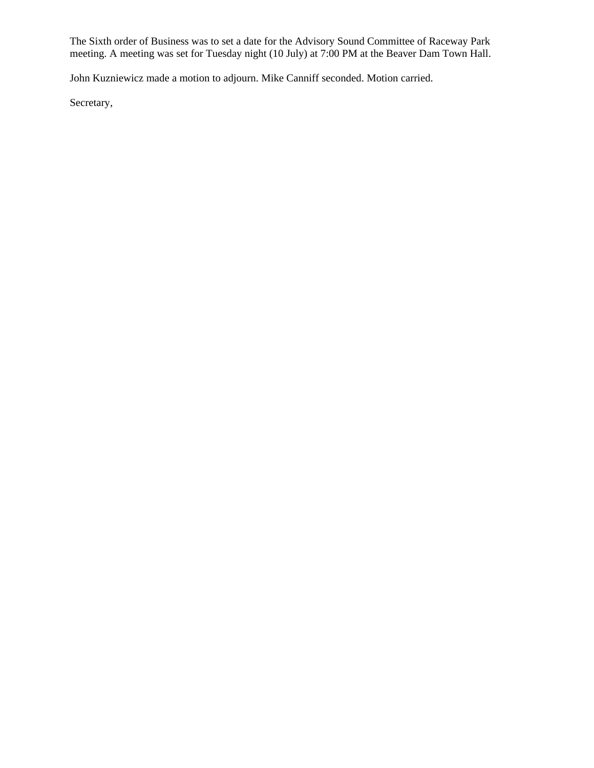The Sixth order of Business was to set a date for the Advisory Sound Committee of Raceway Park meeting. A meeting was set for Tuesday night (10 July) at 7:00 PM at the Beaver Dam Town Hall.

John Kuzniewicz made a motion to adjourn. Mike Canniff seconded. Motion carried.

Secretary,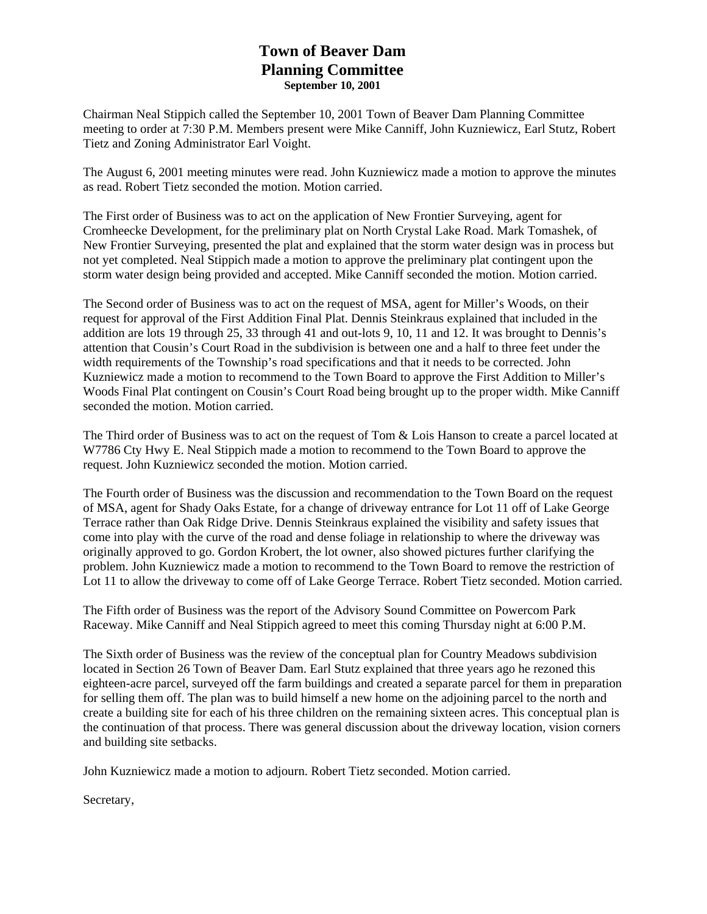# Town of Beaver Dam
# Planning Committee
**September 10, 2001**

Chairman Neal Stippich called the September 10, 2001 Town of Beaver Dam Planning Committee meeting to order at 7:30 P.M. Members present were Mike Canniff, John Kuzniewicz, Earl Stutz, Robert Tietz and Zoning Administrator Earl Voight.

The August 6, 2001 meeting minutes were read. John Kuzniewicz made a motion to approve the minutes as read. Robert Tietz seconded the motion. Motion carried.

The First order of Business was to act on the application of New Frontier Surveying, agent for Cromheecke Development, for the preliminary plat on North Crystal Lake Road. Mark Tomashek, of New Frontier Surveying, presented the plat and explained that the storm water design was in process but not yet completed. Neal Stippich made a motion to approve the preliminary plat contingent upon the storm water design being provided and accepted. Mike Canniff seconded the motion. Motion carried.

The Second order of Business was to act on the request of MSA, agent for Miller's Woods, on their request for approval of the First Addition Final Plat. Dennis Steinkraus explained that included in the addition are lots 19 through 25, 33 through 41 and out-lots 9, 10, 11 and 12. It was brought to Dennis's attention that Cousin's Court Road in the subdivision is between one and a half to three feet under the width requirements of the Township's road specifications and that it needs to be corrected. John Kuzniewicz made a motion to recommend to the Town Board to approve the First Addition to Miller's Woods Final Plat contingent on Cousin's Court Road being brought up to the proper width. Mike Canniff seconded the motion. Motion carried.

The Third order of Business was to act on the request of Tom & Lois Hanson to create a parcel located at W7786 Cty Hwy E. Neal Stippich made a motion to recommend to the Town Board to approve the request. John Kuzniewicz seconded the motion. Motion carried.

The Fourth order of Business was the discussion and recommendation to the Town Board on the request of MSA, agent for Shady Oaks Estate, for a change of driveway entrance for Lot 11 off of Lake George Terrace rather than Oak Ridge Drive. Dennis Steinkraus explained the visibility and safety issues that come into play with the curve of the road and dense foliage in relationship to where the driveway was originally approved to go. Gordon Krobert, the lot owner, also showed pictures further clarifying the problem. John Kuzniewicz made a motion to recommend to the Town Board to remove the restriction of Lot 11 to allow the driveway to come off of Lake George Terrace. Robert Tietz seconded. Motion carried.

The Fifth order of Business was the report of the Advisory Sound Committee on Powercom Park Raceway. Mike Canniff and Neal Stippich agreed to meet this coming Thursday night at 6:00 P.M.

The Sixth order of Business was the review of the conceptual plan for Country Meadows subdivision located in Section 26 Town of Beaver Dam. Earl Stutz explained that three years ago he rezoned this eighteen-acre parcel, surveyed off the farm buildings and created a separate parcel for them in preparation for selling them off. The plan was to build himself a new home on the adjoining parcel to the north and create a building site for each of his three children on the remaining sixteen acres. This conceptual plan is the continuation of that process. There was general discussion about the driveway location, vision corners and building site setbacks.

John Kuzniewicz made a motion to adjourn. Robert Tietz seconded. Motion carried.

Secretary,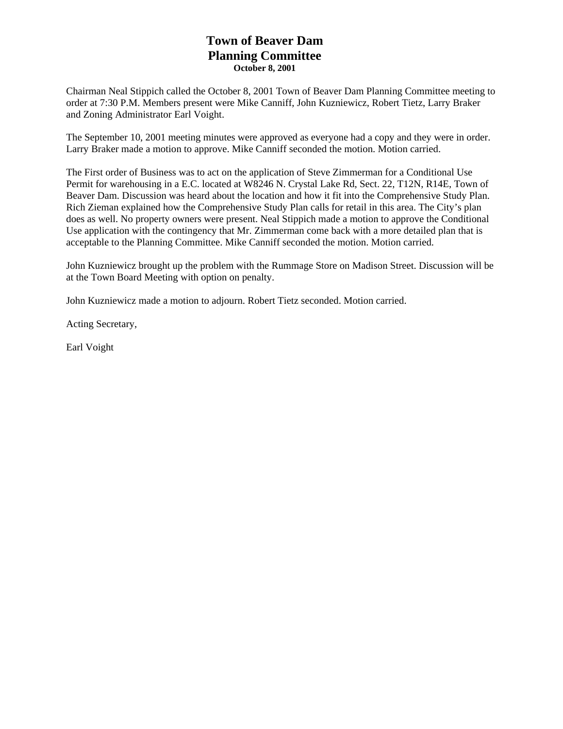# Town of Beaver Dam
# Planning Committee
**October 8, 2001**

Chairman Neal Stippich called the October 8, 2001 Town of Beaver Dam Planning Committee meeting to order at 7:30 P.M. Members present were Mike Canniff, John Kuzniewicz, Robert Tietz, Larry Braker and Zoning Administrator Earl Voight.

The September 10, 2001 meeting minutes were approved as everyone had a copy and they were in order. Larry Braker made a motion to approve. Mike Canniff seconded the motion. Motion carried.

The First order of Business was to act on the application of Steve Zimmerman for a Conditional Use Permit for warehousing in a E.C. located at W8246 N. Crystal Lake Rd, Sect. 22, T12N, R14E, Town of Beaver Dam. Discussion was heard about the location and how it fit into the Comprehensive Study Plan. Rich Zieman explained how the Comprehensive Study Plan calls for retail in this area. The City's plan does as well. No property owners were present. Neal Stippich made a motion to approve the Conditional Use application with the contingency that Mr. Zimmerman come back with a more detailed plan that is acceptable to the Planning Committee. Mike Canniff seconded the motion. Motion carried.

John Kuzniewicz brought up the problem with the Rummage Store on Madison Street. Discussion will be at the Town Board Meeting with option on penalty.

John Kuzniewicz made a motion to adjourn. Robert Tietz seconded. Motion carried.

Acting Secretary,

Earl Voight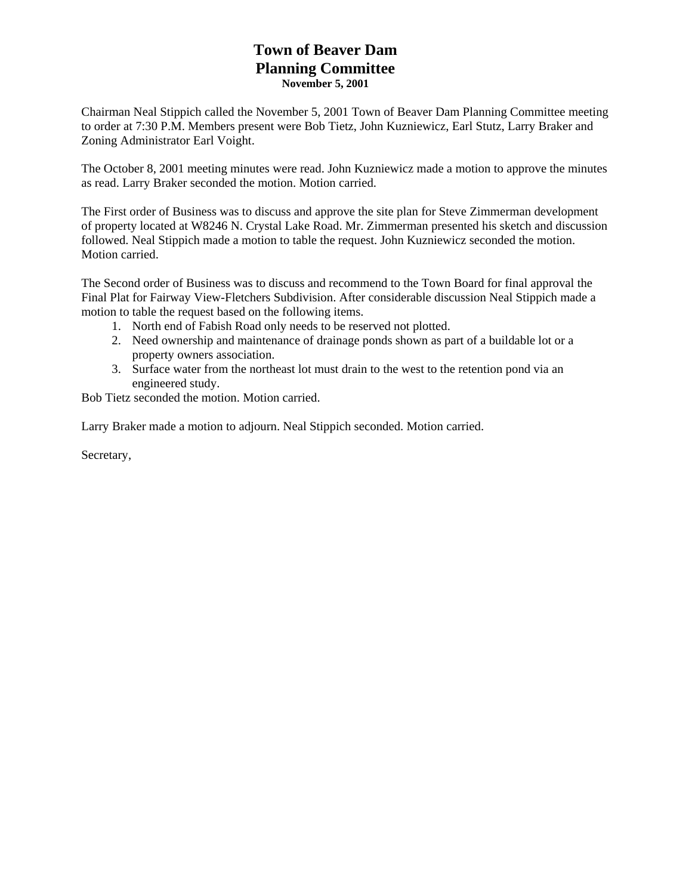# Town of Beaver Dam
# Planning Committee
**November 5, 2001**

Chairman Neal Stippich called the November 5, 2001 Town of Beaver Dam Planning Committee meeting to order at 7:30 P.M. Members present were Bob Tietz, John Kuzniewicz, Earl Stutz, Larry Braker and Zoning Administrator Earl Voight.

The October 8, 2001 meeting minutes were read. John Kuzniewicz made a motion to approve the minutes as read. Larry Braker seconded the motion. Motion carried.

The First order of Business was to discuss and approve the site plan for Steve Zimmerman development of property located at W8246 N. Crystal Lake Road. Mr. Zimmerman presented his sketch and discussion followed. Neal Stippich made a motion to table the request. John Kuzniewicz seconded the motion. Motion carried.

The Second order of Business was to discuss and recommend to the Town Board for final approval the Final Plat for Fairway View-Fletchers Subdivision. After considerable discussion Neal Stippich made a motion to table the request based on the following items.

1. North end of Fabish Road only needs to be reserved not plotted.
2. Need ownership and maintenance of drainage ponds shown as part of a buildable lot or a property owners association.
3. Surface water from the northeast lot must drain to the west to the retention pond via an engineered study.

Bob Tietz seconded the motion. Motion carried.

Larry Braker made a motion to adjourn. Neal Stippich seconded. Motion carried.

Secretary,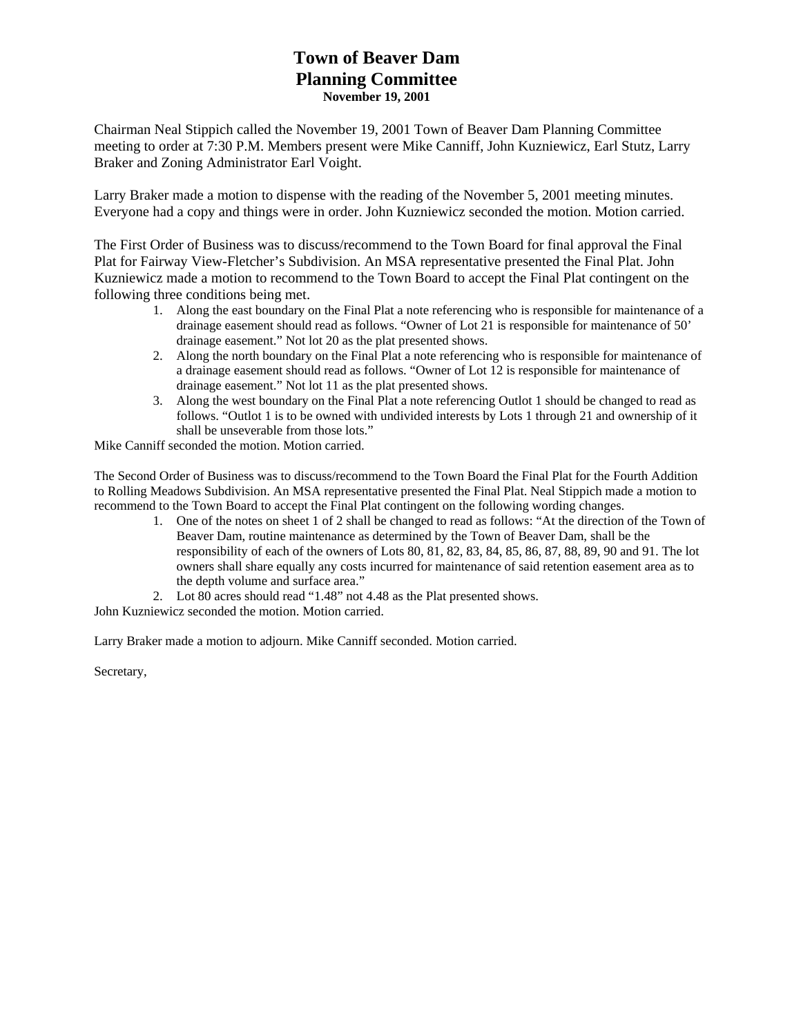# Town of Beaver Dam
# Planning Committee
**November 19, 2001**

Chairman Neal Stippich called the November 19, 2001 Town of Beaver Dam Planning Committee meeting to order at 7:30 P.M. Members present were Mike Canniff, John Kuzniewicz, Earl Stutz, Larry Braker and Zoning Administrator Earl Voight.

Larry Braker made a motion to dispense with the reading of the November 5, 2001 meeting minutes. Everyone had a copy and things were in order. John Kuzniewicz seconded the motion. Motion carried.

The First Order of Business was to discuss/recommend to the Town Board for final approval the Final Plat for Fairway View-Fletcher's Subdivision. An MSA representative presented the Final Plat. John Kuzniewicz made a motion to recommend to the Town Board to accept the Final Plat contingent on the following three conditions being met.

1. Along the east boundary on the Final Plat a note referencing who is responsible for maintenance of a drainage easement should read as follows. "Owner of Lot 21 is responsible for maintenance of 50' drainage easement." Not lot 20 as the plat presented shows.
2. Along the north boundary on the Final Plat a note referencing who is responsible for maintenance of a drainage easement should read as follows. "Owner of Lot 12 is responsible for maintenance of drainage easement." Not lot 11 as the plat presented shows.
3. Along the west boundary on the Final Plat a note referencing Outlot 1 should be changed to read as follows. "Outlot 1 is to be owned with undivided interests by Lots 1 through 21 and ownership of it shall be unseverable from those lots."

Mike Canniff seconded the motion. Motion carried.

The Second Order of Business was to discuss/recommend to the Town Board the Final Plat for the Fourth Addition to Rolling Meadows Subdivision. An MSA representative presented the Final Plat. Neal Stippich made a motion to recommend to the Town Board to accept the Final Plat contingent on the following wording changes.

1. One of the notes on sheet 1 of 2 shall be changed to read as follows: "At the direction of the Town of Beaver Dam, routine maintenance as determined by the Town of Beaver Dam, shall be the responsibility of each of the owners of Lots 80, 81, 82, 83, 84, 85, 86, 87, 88, 89, 90 and 91. The lot owners shall share equally any costs incurred for maintenance of said retention easement area as to the depth volume and surface area."
2. Lot 80 acres should read "1.48" not 4.48 as the Plat presented shows.

John Kuzniewicz seconded the motion. Motion carried.

Larry Braker made a motion to adjourn. Mike Canniff seconded. Motion carried.

Secretary,